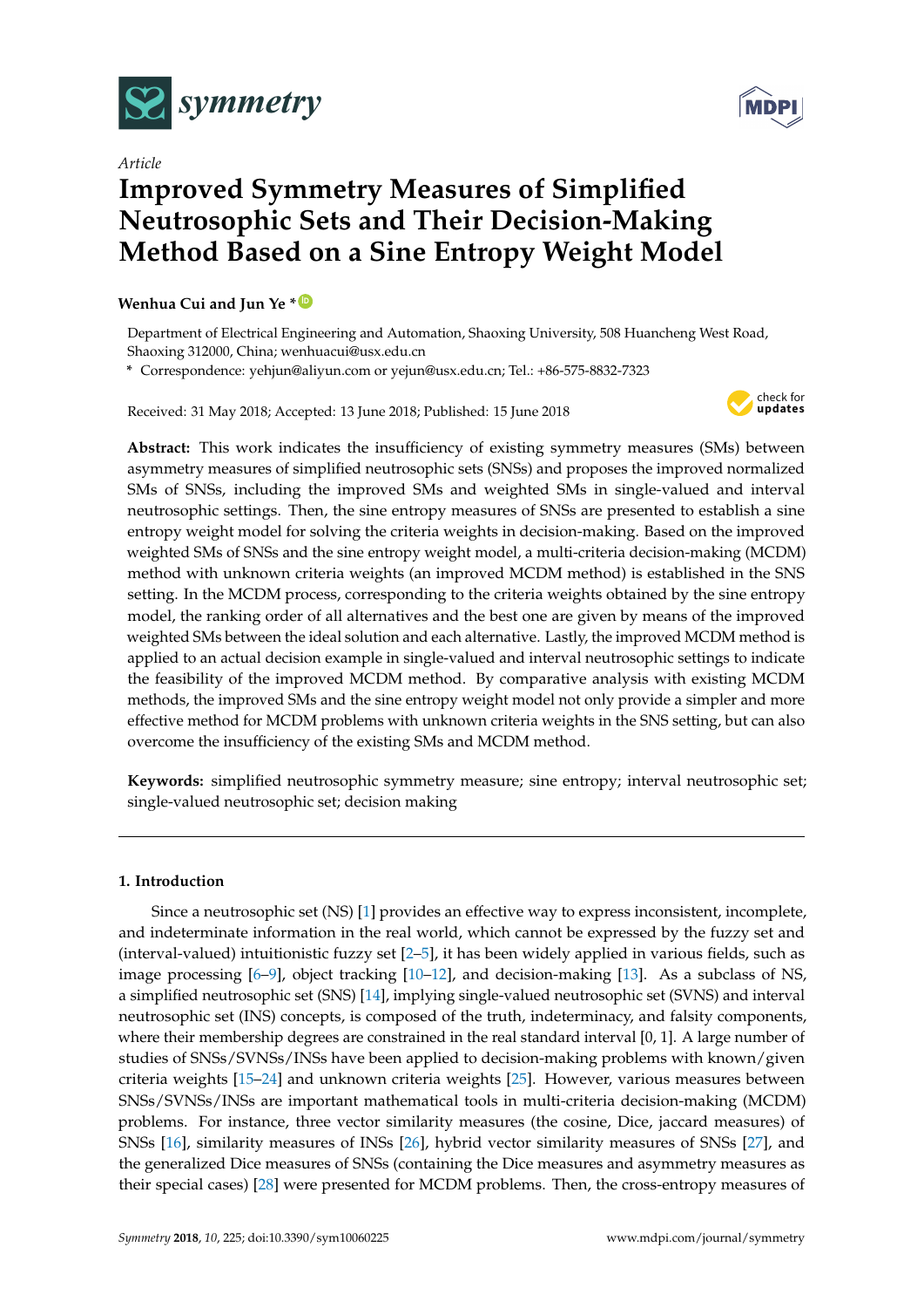*Article*

# Improved Symmetry Measures of Simplified Neutrosophic Sets and Their Decision-Making Method Based on a Sine Entropy Weight Model

**Wenhua Cui and Jun Ye ***

Department of Electrical Engineering and Automation, Shaoxing University, 508 Huancheng West Road, Shaoxing 312000, China; wenhuacui@usx.edu.cn

\* Correspondence: yehjun@aliyun.com or yejun@usx.edu.cn; Tel.: +86-575-8832-7323

Received: 31 May 2018; Accepted: 13 June 2018; Published: 15 June 2018

**Abstract:** This work indicates the insufficiency of existing symmetry measures (SMs) between asymmetry measures of simplified neutrosophic sets (SNSs) and proposes the improved normalized SMs of SNSs, including the improved SMs and weighted SMs in single-valued and interval neutrosophic settings. Then, the sine entropy measures of SNSs are presented to establish a sine entropy weight model for solving the criteria weights in decision-making. Based on the improved weighted SMs of SNSs and the sine entropy weight model, a multi-criteria decision-making (MCDM) method with unknown criteria weights (an improved MCDM method) is established in the SNS setting. In the MCDM process, corresponding to the criteria weights obtained by the sine entropy model, the ranking order of all alternatives and the best one are given by means of the improved weighted SMs between the ideal solution and each alternative. Lastly, the improved MCDM method is applied to an actual decision example in single-valued and interval neutrosophic settings to indicate the feasibility of the improved MCDM method. By comparative analysis with existing MCDM methods, the improved SMs and the sine entropy weight model not only provide a simpler and more effective method for MCDM problems with unknown criteria weights in the SNS setting, but can also overcome the insufficiency of the existing SMs and MCDM method.

**Keywords:** simplified neutrosophic symmetry measure; sine entropy; interval neutrosophic set; single-valued neutrosophic set; decision making

## 1. Introduction

Since a neutrosophic set (NS) [1] provides an effective way to express inconsistent, incomplete, and indeterminate information in the real world, which cannot be expressed by the fuzzy set and (interval-valued) intuitionistic fuzzy set [2–5], it has been widely applied in various fields, such as image processing [6–9], object tracking [10–12], and decision-making [13]. As a subclass of NS, a simplified neutrosophic set (SNS) [14], implying single-valued neutrosophic set (SVNS) and interval neutrosophic set (INS) concepts, is composed of the truth, indeterminacy, and falsity components, where their membership degrees are constrained in the real standard interval [0, 1]. A large number of studies of SNSs/SVNSs/INSs have been applied to decision-making problems with known/given criteria weights [15–24] and unknown criteria weights [25]. However, various measures between SNSs/SVNSs/INSs are important mathematical tools in multi-criteria decision-making (MCDM) problems. For instance, three vector similarity measures (the cosine, Dice, jaccard measures) of SNSs [16], similarity measures of INSs [26], hybrid vector similarity measures of SNSs [27], and the generalized Dice measures of SNSs (containing the Dice measures and asymmetry measures as their special cases) [28] were presented for MCDM problems. Then, the cross-entropy measures of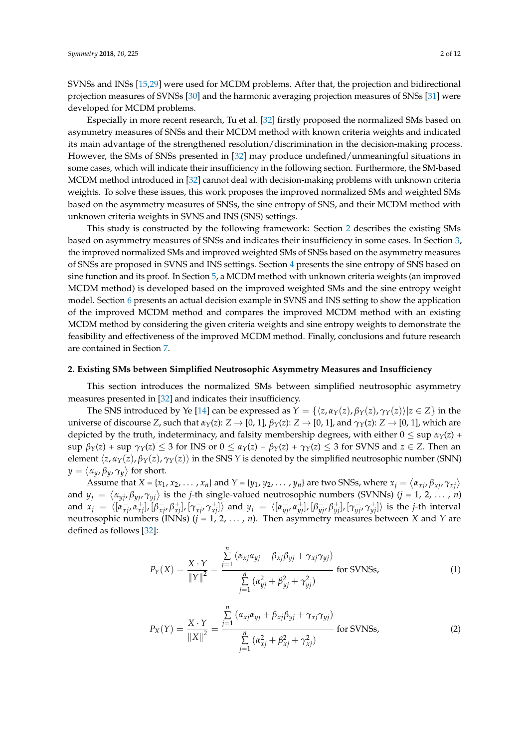SVNSs and INSs [15,29] were used for MCDM problems. After that, the projection and bidirectional projection measures of SVNSs [30] and the harmonic averaging projection measures of SNSs [31] were developed for MCDM problems.

Especially in more recent research, Tu et al. [32] firstly proposed the normalized SMs based on asymmetry measures of SNSs and their MCDM method with known criteria weights and indicated its main advantage of the strengthened resolution/discrimination in the decision-making process. However, the SMs of SNSs presented in [32] may produce undefined/unmeaningful situations in some cases, which will indicate their insufficiency in the following section. Furthermore, the SM-based MCDM method introduced in [32] cannot deal with decision-making problems with unknown criteria weights. To solve these issues, this work proposes the improved normalized SMs and weighted SMs based on the asymmetry measures of SNSs, the sine entropy of SNS, and their MCDM method with unknown criteria weights in SVNS and INS (SNS) settings.

This study is constructed by the following framework: Section 2 describes the existing SMs based on asymmetry measures of SNSs and indicates their insufficiency in some cases. In Section 3, the improved normalized SMs and improved weighted SMs of SNSs based on the asymmetry measures of SNSs are proposed in SVNS and INS settings. Section 4 presents the sine entropy of SNS based on sine function and its proof. In Section 5, a MCDM method with unknown criteria weights (an improved MCDM method) is developed based on the improved weighted SMs and the sine entropy weight model. Section 6 presents an actual decision example in SVNS and INS setting to show the application of the improved MCDM method and compares the improved MCDM method with an existing MCDM method by considering the given criteria weights and sine entropy weights to demonstrate the feasibility and effectiveness of the improved MCDM method. Finally, conclusions and future research are contained in Section 7.

## 2. Existing SMs between Simplified Neutrosophic Asymmetry Measures and Insufficiency

This section introduces the normalized SMs between simplified neutrosophic asymmetry measures presented in [32] and indicates their insufficiency.

The SNS introduced by Ye [14] can be expressed as $Y = \{\langle z, \alpha_Y(z), \beta_Y(z), \gamma_Y(z)\rangle | z \in Z\}$ in the universe of discourse $Z$, such that $\alpha_Y(z)$: $Z \to [0, 1]$, $\beta_Y(z)$: $Z \to [0, 1]$, and $\gamma_Y(z)$: $Z \to [0, 1]$, which are depicted by the truth, indeterminacy, and falsity membership degrees, with either $0 \le \sup \alpha_Y(z) + \sup \beta_Y(z) + \sup \gamma_Y(z) \le 3$ for INS or $0 \le \alpha_Y(z) + \beta_Y(z) + \gamma_Y(z) \le 3$ for SVNS and $z \in Z$. Then an element $\langle z, \alpha_Y(z), \beta_Y(z), \gamma_Y(z)\rangle$ in the SNS $Y$ is denoted by the simplified neutrosophic number (SNN) $y = \langle \alpha_y, \beta_y, \gamma_y \rangle$ for short.

Assume that $X = \{x_1, x_2, \ldots, x_n\}$ and $Y = \{y_1, y_2, \ldots, y_n\}$ are two SNSs, where $x_j = \langle \alpha_{xj}, \beta_{xj}, \gamma_{xj}\rangle$ and $y_j = \langle \alpha_{yj}, \beta_{yj}, \gamma_{yj}\rangle$ is the $j$-th single-valued neutrosophic numbers (SVNNs) ($j = 1, 2, \ldots, n$) and $x_j = \langle [\alpha^-_{xj}, \alpha^+_{xj}], [\beta^-_{xj}, \beta^+_{xj}], [\gamma^-_{xj}, \gamma^+_{xj}]\rangle$ and $y_j = \langle [\alpha^-_{yj}, \alpha^+_{yj}], [\beta^-_{yj}, \beta^+_{yj}], [\gamma^-_{yj}, \gamma^+_{yj}]\rangle$ is the $j$-th interval neutrosophic numbers (INNs) ($j = 1, 2, \ldots, n$). Then asymmetry measures between $X$ and $Y$ are defined as follows [32]:

$$P_Y(X) = \frac{X \cdot Y}{\|Y\|^2} = \frac{\sum\limits_{j=1}^{n} (\alpha_{xj}\alpha_{yj} + \beta_{xj}\beta_{yj} + \gamma_{xj}\gamma_{yj})}{\sum\limits_{j=1}^{n} (\alpha_{yj}^2 + \beta_{yj}^2 + \gamma_{yj}^2)} \text{ for SVNSs,} \tag{1}$$

$$P_X(Y) = \frac{X \cdot Y}{\|X\|^2} = \frac{\sum\limits_{j=1}^{n} (\alpha_{xj}\alpha_{yj} + \beta_{xj}\beta_{yj} + \gamma_{xj}\gamma_{yj})}{\sum\limits_{j=1}^{n} (\alpha_{xj}^2 + \beta_{xj}^2 + \gamma_{xj}^2)} \text{ for SVNSs,} \tag{2}$$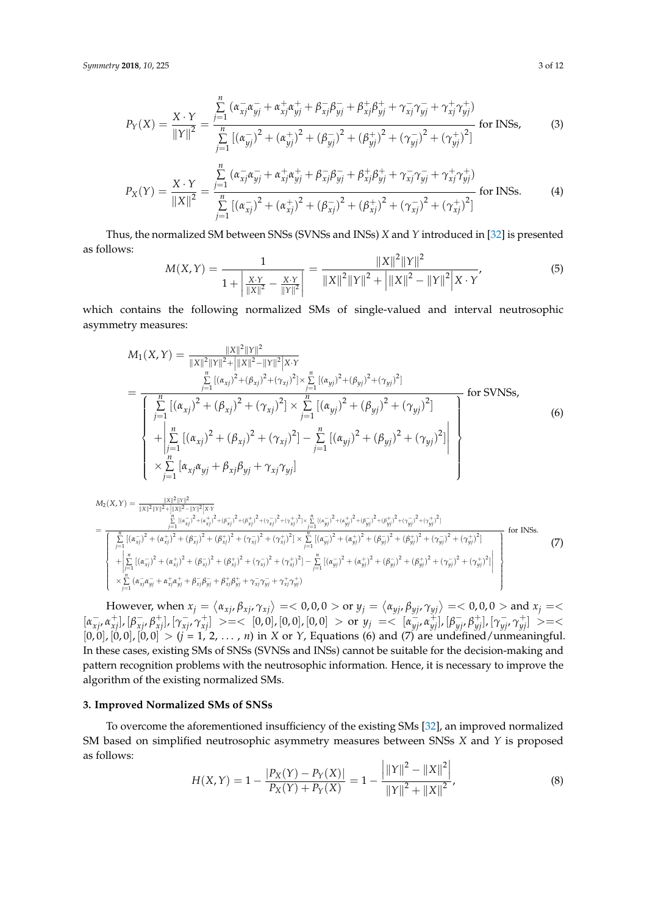$$P_Y(X) = \frac{X \cdot Y}{\|Y\|^2} = \frac{\sum\limits_{j=1}^{n} (\alpha_{xj}^{-}\alpha_{yj}^{-} + \alpha_{xj}^{+}\alpha_{yj}^{+} + \beta_{xj}^{-}\beta_{yj}^{-} + \beta_{xj}^{+}\beta_{yj}^{+} + \gamma_{xj}^{-}\gamma_{yj}^{-} + \gamma_{xj}^{+}\gamma_{yj}^{+})}{\sum\limits_{j=1}^{n} [(\alpha_{yj}^{-})^2 + (\alpha_{yj}^{+})^2 + (\beta_{yj}^{-})^2 + (\beta_{yj}^{+})^2 + (\gamma_{yj}^{-})^2 + (\gamma_{yj}^{+})^2]} \text{ for INSs,} \tag{3}$$

$$P_X(Y) = \frac{X \cdot Y}{\|X\|^2} = \frac{\sum\limits_{j=1}^{n} (\alpha_{xj}^{-}\alpha_{yj}^{-} + \alpha_{xj}^{+}\alpha_{yj}^{+} + \beta_{xj}^{-}\beta_{yj}^{-} + \beta_{xj}^{+}\beta_{yj}^{+} + \gamma_{xj}^{-}\gamma_{yj}^{-} + \gamma_{xj}^{+}\gamma_{yj}^{+})}{\sum\limits_{j=1}^{n} [(\alpha_{xj}^{-})^2 + (\alpha_{xj}^{+})^2 + (\beta_{xj}^{-})^2 + (\beta_{xj}^{+})^2 + (\gamma_{xj}^{-})^2 + (\gamma_{xj}^{+})^2]} \text{ for INSs.} \tag{4}$$

Thus, the normalized SM between SNSs (SVNSs and INSs) $X$ and $Y$ introduced in [32] is presented as follows:

$$M(X,Y) = \frac{1}{1 + \left| \frac{X \cdot Y}{\|X\|^2} - \frac{X \cdot Y}{\|Y\|^2} \right|} = \frac{\|X\|^2 \|Y\|^2}{\|X\|^2 \|Y\|^2 + \left| \|X\|^2 - \|Y\|^2 \right| X \cdot Y}, \tag{5}$$

which contains the following normalized SMs of single-valued and interval neutrosophic asymmetry measures:

$$M_1(X,Y) = \frac{\|X\|^2 \|Y\|^2}{\|X\|^2 \|Y\|^2 + \left| \|X\|^2 - \|Y\|^2 \right| X \cdot Y}$$
$$= \frac{\sum\limits_{j=1}^{n} [(\alpha_{xj})^2 + (\beta_{xj})^2 + (\gamma_{xj})^2] \times \sum\limits_{j=1}^{n} [(\alpha_{yj})^2 + (\beta_{yj})^2 + (\gamma_{yj})^2]}{\left\{ \begin{array}{l} \sum\limits_{j=1}^{n} [(\alpha_{xj})^2 + (\beta_{xj})^2 + (\gamma_{xj})^2] \times \sum\limits_{j=1}^{n} [(\alpha_{yj})^2 + (\beta_{yj})^2 + (\gamma_{yj})^2] \\ + \left| \sum\limits_{j=1}^{n} [(\alpha_{xj})^2 + (\beta_{xj})^2 + (\gamma_{xj})^2] - \sum\limits_{j=1}^{n} [(\alpha_{yj})^2 + (\beta_{yj})^2 + (\gamma_{yj})^2] \right| \\ \times \sum\limits_{j=1}^{n} [\alpha_{xj}\alpha_{yj} + \beta_{xj}\beta_{yj} + \gamma_{xj}\gamma_{yj}] \end{array} \right\}} \text{ for SVNSs,} \tag{6}$$

$$M_2(X,Y) = \frac{\|X\|^2 \|Y\|^2}{\|X\|^2 \|Y\|^2 + \left| \|X\|^2 - \|Y\|^2 \right| X \cdot Y}$$
$$= \frac{\sum\limits_{j=1}^{n} [(\alpha_{xj}^{-})^2 + (\alpha_{xj}^{+})^2 + (\beta_{xj}^{-})^2 + (\beta_{xj}^{+})^2 + (\gamma_{xj}^{-})^2 + (\gamma_{xj}^{+})^2] \times \sum\limits_{j=1}^{n} [(\alpha_{yj}^{-})^2 + (\alpha_{yj}^{+})^2 + (\beta_{yj}^{-})^2 + (\beta_{yj}^{+})^2 + (\gamma_{yj}^{-})^2 + (\gamma_{yj}^{+})^2]}{\left\{ \begin{array}{l} \sum\limits_{j=1}^{n} [(\alpha_{xj}^{-})^2 + (\alpha_{xj}^{+})^2 + (\beta_{xj}^{-})^2 + (\beta_{xj}^{+})^2 + (\gamma_{xj}^{-})^2 + (\gamma_{xj}^{+})^2] \times \sum\limits_{j=1}^{n} [(\alpha_{yj}^{-})^2 + (\alpha_{yj}^{+})^2 + (\beta_{yj}^{-})^2 + (\beta_{yj}^{+})^2 + (\gamma_{yj}^{-})^2 + (\gamma_{yj}^{+})^2] \\ + \left| \sum\limits_{j=1}^{n} [(\alpha_{xj}^{-})^2 + (\alpha_{xj}^{+})^2 + (\beta_{xj}^{-})^2 + (\beta_{xj}^{+})^2 + (\gamma_{xj}^{-})^2 + (\gamma_{xj}^{+})^2] - \sum\limits_{j=1}^{n} [(\alpha_{yj}^{-})^2 + (\alpha_{yj}^{+})^2 + (\beta_{yj}^{-})^2 + (\beta_{yj}^{+})^2 + (\gamma_{yj}^{-})^2 + (\gamma_{yj}^{+})^2] \right| \\ \times \sum\limits_{j=1}^{n} (\alpha_{xj}^{-}\alpha_{yj}^{-} + \alpha_{xj}^{+}\alpha_{yj}^{+} + \beta_{xj}^{-}\beta_{yj}^{-} + \beta_{xj}^{+}\beta_{yj}^{+} + \gamma_{xj}^{-}\gamma_{yj}^{-} + \gamma_{xj}^{+}\gamma_{yj}^{+}) \end{array} \right\}} \text{ for INSs.} \tag{7}$$

However, when $x_j = \langle \alpha_{xj}, \beta_{xj}, \gamma_{xj} \rangle = <0,0,0>$ or $y_j = \langle \alpha_{yj}, \beta_{yj}, \gamma_{yj} \rangle = <0,0,0>$ and $x_j = <[\alpha_{xj}^{-}, \alpha_{xj}^{+}], [\beta_{xj}^{-}, \beta_{xj}^{+}], [\gamma_{xj}^{-}, \gamma_{xj}^{+}]> = <[0,0],[0,0],[0,0]>$ or $y_j = <[\alpha_{yj}^{-}, \alpha_{yj}^{+}], [\beta_{yj}^{-}, \beta_{yj}^{+}], [\gamma_{yj}^{-}, \gamma_{yj}^{+}]> = <[0,0],[0,0],[0,0]>$ ($j = 1, 2, \ldots, n$) in $X$ or $Y$, Equations (6) and (7) are undefined/unmeaningful. In these cases, existing SMs of SNSs (SVNSs and INSs) cannot be suitable for the decision-making and pattern recognition problems with the neutrosophic information. Hence, it is necessary to improve the algorithm of the existing normalized SMs.

### 3. Improved Normalized SMs of SNSs

To overcome the aforementioned insufficiency of the existing SMs [32], an improved normalized SM based on simplified neutrosophic asymmetry measures between SNSs $X$ and $Y$ is proposed as follows:

$$H(X,Y) = 1 - \frac{|P_X(Y) - P_Y(X)|}{P_X(Y) + P_Y(X)} = 1 - \frac{\left| \|Y\|^2 - \|X\|^2 \right|}{\|Y\|^2 + \|X\|^2}, \tag{8}$$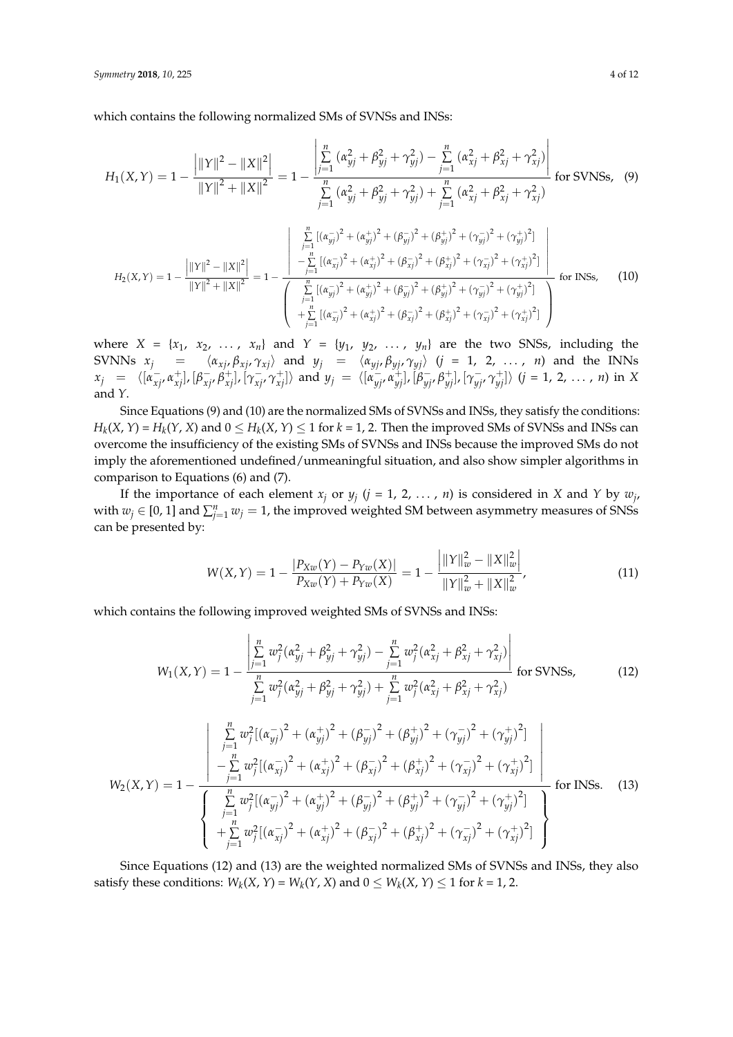which contains the following normalized SMs of SVNSs and INSs:

$$H_1(X,Y) = 1 - \frac{\left|\|Y\|^2 - \|X\|^2\right|}{\|Y\|^2 + \|X\|^2} = 1 - \frac{\left|\sum_{j=1}^{n} (\alpha_{yj}^2 + \beta_{yj}^2 + \gamma_{yj}^2) - \sum_{j=1}^{n} (\alpha_{xj}^2 + \beta_{xj}^2 + \gamma_{xj}^2)\right|}{\sum_{j=1}^{n} (\alpha_{yj}^2 + \beta_{yj}^2 + \gamma_{yj}^2) + \sum_{j=1}^{n} (\alpha_{xj}^2 + \beta_{xj}^2 + \gamma_{xj}^2)} \text{ for SVNSs,} \quad (9)$$

$$H_2(X,Y) = 1 - \frac{\left|\|Y\|^2 - \|X\|^2\right|}{\|Y\|^2 + \|X\|^2} = 1 - \frac{\left|\begin{array}{l} \sum_{j=1}^{n} [(\alpha_{yj}^-)^2 + (\alpha_{yj}^+)^2 + (\beta_{yj}^-)^2 + (\beta_{yj}^+)^2 + (\gamma_{yj}^-)^2 + (\gamma_{yj}^+)^2] \\ -\sum_{j=1}^{n} [(\alpha_{xj}^-)^2 + (\alpha_{xj}^+)^2 + (\beta_{xj}^-)^2 + (\beta_{xj}^+)^2 + (\gamma_{xj}^-)^2 + (\gamma_{xj}^+)^2] \end{array}\right|}{\left(\begin{array}{l} \sum_{j=1}^{n} [(\alpha_{yj}^-)^2 + (\alpha_{yj}^+)^2 + (\beta_{yj}^-)^2 + (\beta_{yj}^+)^2 + (\gamma_{yj}^-)^2 + (\gamma_{yj}^+)^2] \\ +\sum_{j=1}^{n} [(\alpha_{xj}^-)^2 + (\alpha_{xj}^+)^2 + (\beta_{xj}^-)^2 + (\beta_{xj}^+)^2 + (\gamma_{xj}^-)^2 + (\gamma_{xj}^+)^2] \end{array}\right)} \text{ for INSs,} \quad (10)$$

where $X = \{x_1, x_2, \ldots, x_n\}$ and $Y = \{y_1, y_2, \ldots, y_n\}$ are the two SNSs, including the SVNNs $x_j = \langle \alpha_{xj}, \beta_{xj}, \gamma_{xj} \rangle$ and $y_j = \langle \alpha_{yj}, \beta_{yj}, \gamma_{yj} \rangle$ ($j = 1, 2, \ldots, n$) and the INNs $x_j = \langle [\alpha_{xj}^-, \alpha_{xj}^+], [\beta_{xj}^-, \beta_{xj}^+], [\gamma_{xj}^-, \gamma_{xj}^+] \rangle$ and $y_j = \langle [\alpha_{yj}^-, \alpha_{yj}^+], [\beta_{yj}^-, \beta_{yj}^+], [\gamma_{yj}^-, \gamma_{yj}^+] \rangle$ ($j = 1, 2, \ldots, n$) in $X$ and $Y$.

Since Equations (9) and (10) are the normalized SMs of SVNSs and INSs, they satisfy the conditions: $H_k(X, Y) = H_k(Y, X)$ and $0 \le H_k(X, Y) \le 1$ for $k = 1, 2$. Then the improved SMs of SVNSs and INSs can overcome the insufficiency of the existing SMs of SVNSs and INSs because the improved SMs do not imply the aforementioned undefined/unmeaningful situation, and also show simpler algorithms in comparison to Equations (6) and (7).

If the importance of each element $x_j$ or $y_j$ ($j = 1, 2, \ldots, n$) is considered in $X$ and $Y$ by $w_j$, with $w_j \in [0, 1]$ and $\sum_{j=1}^{n} w_j = 1$, the improved weighted SM between asymmetry measures of SNSs can be presented by:

$$W(X,Y) = 1 - \frac{|P_{Xw}(Y) - P_{Yw}(X)|}{P_{Xw}(Y) + P_{Yw}(X)} = 1 - \frac{\left|\|Y\|_w^2 - \|X\|_w^2\right|}{\|Y\|_w^2 + \|X\|_w^2}, \quad (11)$$

which contains the following improved weighted SMs of SVNSs and INSs:

$$W_1(X,Y) = 1 - \frac{\left|\sum_{j=1}^{n} w_j^2(\alpha_{yj}^2 + \beta_{yj}^2 + \gamma_{yj}^2) - \sum_{j=1}^{n} w_j^2(\alpha_{xj}^2 + \beta_{xj}^2 + \gamma_{xj}^2)\right|}{\sum_{j=1}^{n} w_j^2(\alpha_{yj}^2 + \beta_{yj}^2 + \gamma_{yj}^2) + \sum_{j=1}^{n} w_j^2(\alpha_{xj}^2 + \beta_{xj}^2 + \gamma_{xj}^2)} \text{ for SVNSs,} \quad (12)$$

$$W_2(X,Y) = 1 - \frac{\left|\begin{array}{l} \sum_{j=1}^{n} w_j^2[(\alpha_{yj}^-)^2 + (\alpha_{yj}^+)^2 + (\beta_{yj}^-)^2 + (\beta_{yj}^+)^2 + (\gamma_{yj}^-)^2 + (\gamma_{yj}^+)^2] \\ -\sum_{j=1}^{n} w_j^2[(\alpha_{xj}^-)^2 + (\alpha_{xj}^+)^2 + (\beta_{xj}^-)^2 + (\beta_{xj}^+)^2 + (\gamma_{xj}^-)^2 + (\gamma_{xj}^+)^2] \end{array}\right|}{\left\{\begin{array}{l} \sum_{j=1}^{n} w_j^2[(\alpha_{yj}^-)^2 + (\alpha_{yj}^+)^2 + (\beta_{yj}^-)^2 + (\beta_{yj}^+)^2 + (\gamma_{yj}^-)^2 + (\gamma_{yj}^+)^2] \\ +\sum_{j=1}^{n} w_j^2[(\alpha_{xj}^-)^2 + (\alpha_{xj}^+)^2 + (\beta_{xj}^-)^2 + (\beta_{xj}^+)^2 + (\gamma_{xj}^-)^2 + (\gamma_{xj}^+)^2] \end{array}\right\}} \text{ for INSs.} \quad (13)$$

Since Equations (12) and (13) are the weighted normalized SMs of SVNSs and INSs, they also satisfy these conditions: $W_k(X, Y) = W_k(Y, X)$ and $0 \le W_k(X, Y) \le 1$ for $k = 1, 2$.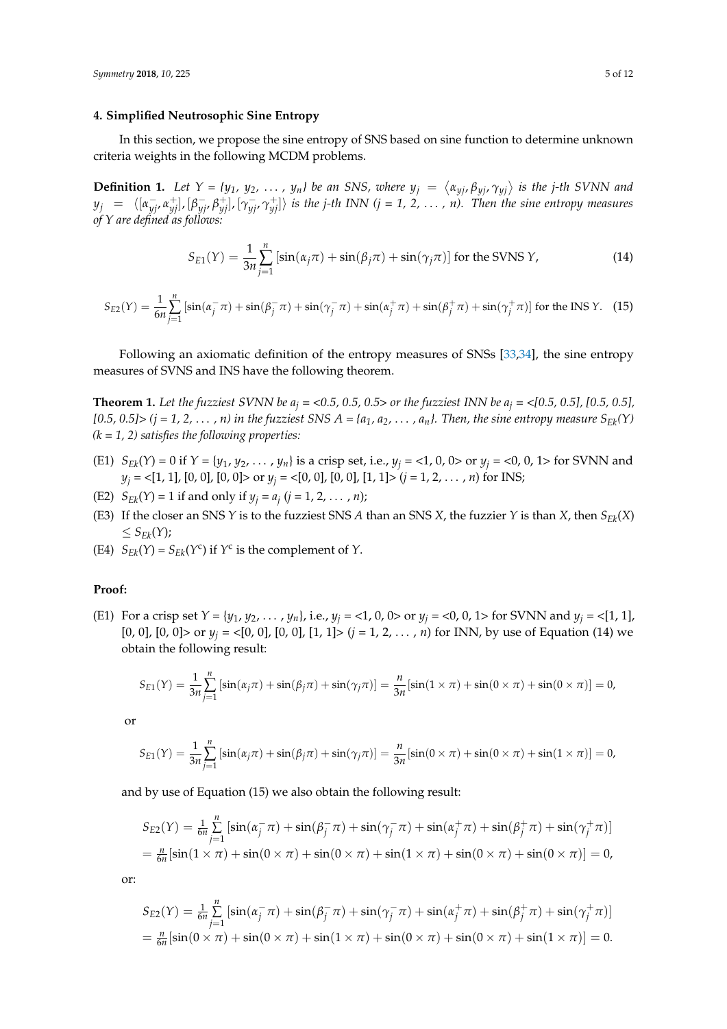### 4. Simplified Neutrosophic Sine Entropy

In this section, we propose the sine entropy of SNS based on sine function to determine unknown criteria weights in the following MCDM problems.

**Definition 1.** *Let Y = {$y_1$, $y_2$, ..., $y_n$} be an SNS, where $y_j = \langle \alpha_{yj}, \beta_{yj}, \gamma_{yj} \rangle$ is the j-th SVNN and $y_j = \langle [\alpha_{yj}^-, \alpha_{yj}^+], [\beta_{yj}^-, \beta_{yj}^+], [\gamma_{yj}^-, \gamma_{yj}^+] \rangle$ is the j-th INN (j = 1, 2, ..., n). Then the sine entropy measures of Y are defined as follows:*

$$S_{E1}(Y) = \frac{1}{3n}\sum_{j=1}^{n}[\sin(\alpha_j\pi) + \sin(\beta_j\pi) + \sin(\gamma_j\pi)] \text{ for the SVNS } Y, \tag{14}$$

$$S_{E2}(Y) = \frac{1}{6n}\sum_{j=1}^{n}[\sin(\alpha_j^-\pi) + \sin(\beta_j^-\pi) + \sin(\gamma_j^-\pi) + \sin(\alpha_j^+\pi) + \sin(\beta_j^+\pi) + \sin(\gamma_j^+\pi)] \text{ for the INS } Y. \tag{15}$$

Following an axiomatic definition of the entropy measures of SNSs [33,34], the sine entropy measures of SVNS and INS have the following theorem.

**Theorem 1.** *Let the fuzziest SVNN be $a_j$ = <0.5, 0.5, 0.5> or the fuzziest INN be $a_j$ = <[0.5, 0.5], [0.5, 0.5], [0.5, 0.5]> (j = 1, 2, ..., n) in the fuzziest SNS A = {$a_1$, $a_2$, ..., $a_n$}. Then, the sine entropy measure $S_{Ek}(Y)$ (k = 1, 2) satisfies the following properties:*

- (E1) $S_{Ek}(Y) = 0$ if Y = {$y_1$, $y_2$, ..., $y_n$} is a crisp set, i.e., $y_j$ = <1, 0, 0> or $y_j$ = <0, 0, 1> for SVNN and $y_j$ = <[1, 1], [0, 0], [0, 0]> or $y_j$ = <[0, 0], [0, 0], [1, 1]> (j = 1, 2, ..., n) for INS;
- (E2) $S_{Ek}(Y) = 1$ if and only if $y_j = a_j$ (j = 1, 2, ..., n);
- (E3) If the closer an SNS Y is to the fuzziest SNS A than an SNS X, the fuzzier Y is than X, then $S_{Ek}(X) \le S_{Ek}(Y)$;
- (E4) $S_{Ek}(Y) = S_{Ek}(Y^c)$ if $Y^c$ is the complement of Y.

**Proof:**

(E1) For a crisp set Y = {$y_1$, $y_2$, ..., $y_n$}, i.e., $y_j$ = <1, 0, 0> or $y_j$ = <0, 0, 1> for SVNN and $y_j$ = <[1, 1], [0, 0], [0, 0]> or $y_j$ = <[0, 0], [0, 0], [1, 1]> (j = 1, 2, ..., n) for INN, by use of Equation (14) we obtain the following result:

$$S_{E1}(Y) = \frac{1}{3n}\sum_{j=1}^{n}[\sin(\alpha_j\pi) + \sin(\beta_j\pi) + \sin(\gamma_j\pi)] = \frac{n}{3n}[\sin(1\times\pi) + \sin(0\times\pi) + \sin(0\times\pi)] = 0,$$

or

$$S_{E1}(Y) = \frac{1}{3n}\sum_{j=1}^{n}[\sin(\alpha_j\pi) + \sin(\beta_j\pi) + \sin(\gamma_j\pi)] = \frac{n}{3n}[\sin(0\times\pi) + \sin(0\times\pi) + \sin(1\times\pi)] = 0,$$

and by use of Equation (15) we also obtain the following result:

$$\begin{aligned} S_{E2}(Y) &= \tfrac{1}{6n}\sum_{j=1}^{n}[\sin(\alpha_j^-\pi) + \sin(\beta_j^-\pi) + \sin(\gamma_j^-\pi) + \sin(\alpha_j^+\pi) + \sin(\beta_j^+\pi) + \sin(\gamma_j^+\pi)] \\ &= \tfrac{n}{6n}[\sin(1\times\pi) + \sin(0\times\pi) + \sin(0\times\pi) + \sin(1\times\pi) + \sin(0\times\pi) + \sin(0\times\pi)] = 0, \end{aligned}$$

or:

$$\begin{aligned} S_{E2}(Y) &= \tfrac{1}{6n}\sum_{j=1}^{n}[\sin(\alpha_j^-\pi) + \sin(\beta_j^-\pi) + \sin(\gamma_j^-\pi) + \sin(\alpha_j^+\pi) + \sin(\beta_j^+\pi) + \sin(\gamma_j^+\pi)] \\ &= \tfrac{n}{6n}[\sin(0\times\pi) + \sin(0\times\pi) + \sin(1\times\pi) + \sin(0\times\pi) + \sin(0\times\pi) + \sin(1\times\pi)] = 0. \end{aligned}$$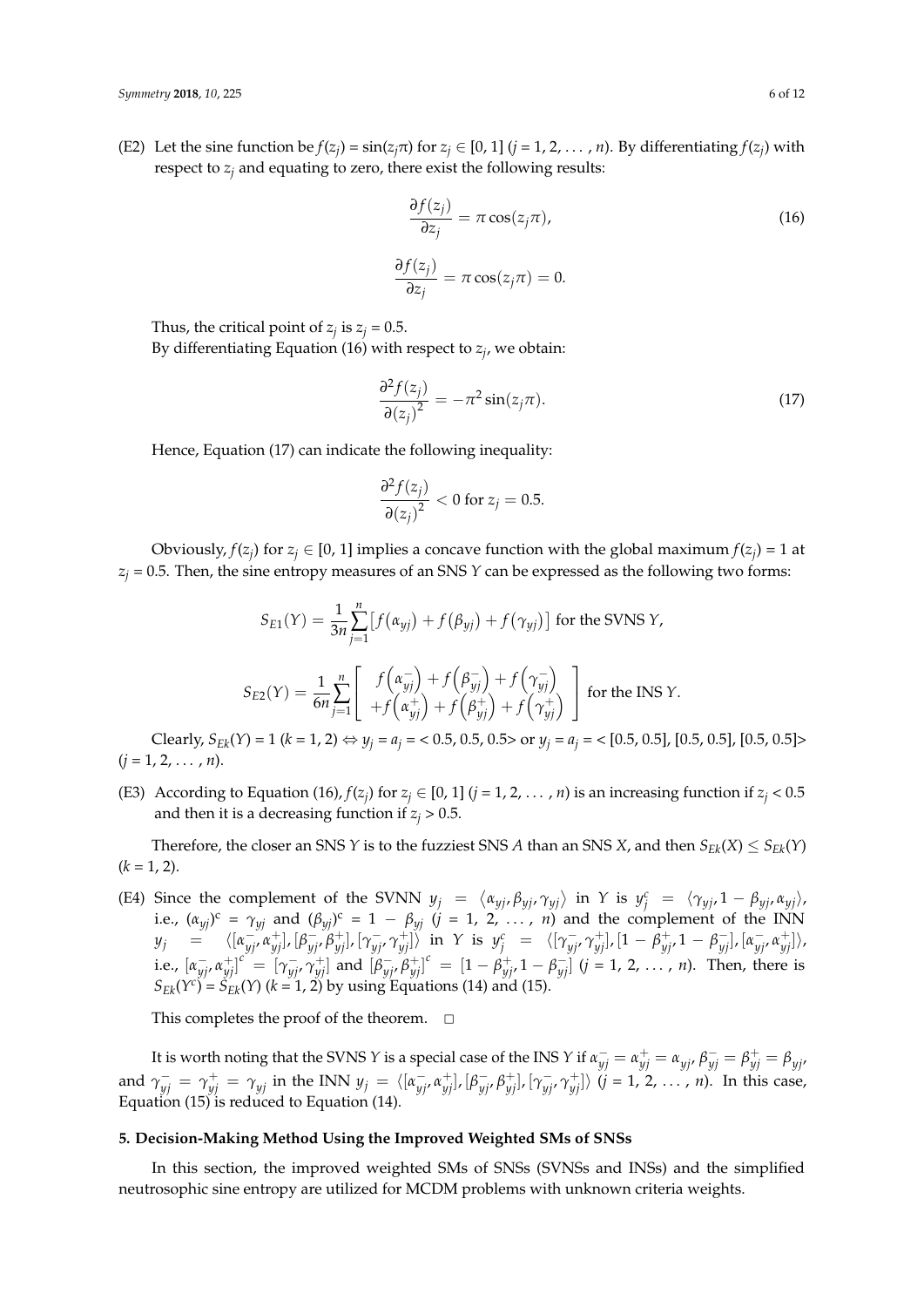(E2) Let the sine function be $f(z_j) = \sin(z_j\pi)$ for $z_j \in [0, 1]$ ($j = 1, 2, \ldots, n$). By differentiating $f(z_j)$ with respect to $z_j$ and equating to zero, there exist the following results:

$$\frac{\partial f(z_j)}{\partial z_j} = \pi \cos(z_j\pi), \tag{16}$$

$$\frac{\partial f(z_j)}{\partial z_j} = \pi \cos(z_j\pi) = 0.$$

Thus, the critical point of $z_j$ is $z_j = 0.5$.

By differentiating Equation (16) with respect to $z_j$, we obtain:

$$\frac{\partial^2 f(z_j)}{\partial (z_j)^2} = -\pi^2 \sin(z_j\pi). \tag{17}$$

Hence, Equation (17) can indicate the following inequality:

$$\frac{\partial^2 f(z_j)}{\partial (z_j)^2} < 0 \text{ for } z_j = 0.5.$$

Obviously, $f(z_j)$ for $z_j \in [0, 1]$ implies a concave function with the global maximum $f(z_j) = 1$ at $z_j = 0.5$. Then, the sine entropy measures of an SNS $Y$ can be expressed as the following two forms:

$$S_{E1}(Y) = \frac{1}{3n}\sum_{j=1}^{n}\left[f(\alpha_{yj}) + f(\beta_{yj}) + f(\gamma_{yj})\right] \text{ for the SVNS } Y,$$

$$S_{E2}(Y) = \frac{1}{6n}\sum_{j=1}^{n}\left[\begin{array}{c} f\left(\alpha_{yj}^{-}\right) + f\left(\beta_{yj}^{-}\right) + f\left(\gamma_{yj}^{-}\right) \\ +f\left(\alpha_{yj}^{+}\right) + f\left(\beta_{yj}^{+}\right) + f\left(\gamma_{yj}^{+}\right) \end{array}\right] \text{ for the INS } Y.$$

Clearly, $S_{Ek}(Y) = 1$ ($k = 1, 2$) $\Leftrightarrow y_j = a_j = <0.5, 0.5, 0.5>$ or $y_j = a_j = <[0.5, 0.5], [0.5, 0.5], [0.5, 0.5]>$ ($j = 1, 2, \ldots, n$).

(E3) According to Equation (16), $f(z_j)$ for $z_j \in [0, 1]$ ($j = 1, 2, \ldots, n$) is an increasing function if $z_j < 0.5$ and then it is a decreasing function if $z_j > 0.5$.

Therefore, the closer an SNS $Y$ is to the fuzziest SNS $A$ than an SNS $X$, and then $S_{Ek}(X) \leq S_{Ek}(Y)$ ($k = 1, 2$).

(E4) Since the complement of the SVNN $y_j = \langle \alpha_{yj}, \beta_{yj}, \gamma_{yj} \rangle$ in $Y$ is $y_j^c = \langle \gamma_{yj}, 1 - \beta_{yj}, \alpha_{yj} \rangle$, i.e., $(\alpha_{yj})^c = \gamma_{yj}$ and $(\beta_{yj})^c = 1 - \beta_{yj}$ ($j = 1, 2, \ldots, n$) and the complement of the INN $y_j = \langle [\alpha_{yj}^{-}, \alpha_{yj}^{+}], [\beta_{yj}^{-}, \beta_{yj}^{+}], [\gamma_{yj}^{-}, \gamma_{yj}^{+}] \rangle$ in $Y$ is $y_j^c = \langle [\gamma_{yj}^{-}, \gamma_{yj}^{+}], [1 - \beta_{yj}^{+}, 1 - \beta_{yj}^{-}], [\alpha_{yj}^{-}, \alpha_{yj}^{+}] \rangle$, i.e., $[\alpha_{yj}^{-}, \alpha_{yj}^{+}]^c = [\gamma_{yj}^{-}, \gamma_{yj}^{+}]$ and $[\beta_{yj}^{-}, \beta_{yj}^{+}]^c = [1 - \beta_{yj}^{+}, 1 - \beta_{yj}^{-}]$ ($j = 1, 2, \ldots, n$). Then, there is $S_{Ek}(Y^c) = S_{Ek}(Y)$ ($k = 1, 2$) by using Equations (14) and (15).

This completes the proof of the theorem. □

It is worth noting that the SVNS $Y$ is a special case of the INS $Y$ if $\alpha_{yj}^{-} = \alpha_{yj}^{+} = \alpha_{yj}$, $\beta_{yj}^{-} = \beta_{yj}^{+} = \beta_{yj}$, and $\gamma_{yj}^{-} = \gamma_{yj}^{+} = \gamma_{yj}$ in the INN $y_j = \langle [\alpha_{yj}^{-}, \alpha_{yj}^{+}], [\beta_{yj}^{-}, \beta_{yj}^{+}], [\gamma_{yj}^{-}, \gamma_{yj}^{+}] \rangle$ ($j = 1, 2, \ldots, n$). In this case, Equation (15) is reduced to Equation (14).

## 5. Decision-Making Method Using the Improved Weighted SMs of SNSs

In this section, the improved weighted SMs of SNSs (SVNSs and INSs) and the simplified neutrosophic sine entropy are utilized for MCDM problems with unknown criteria weights.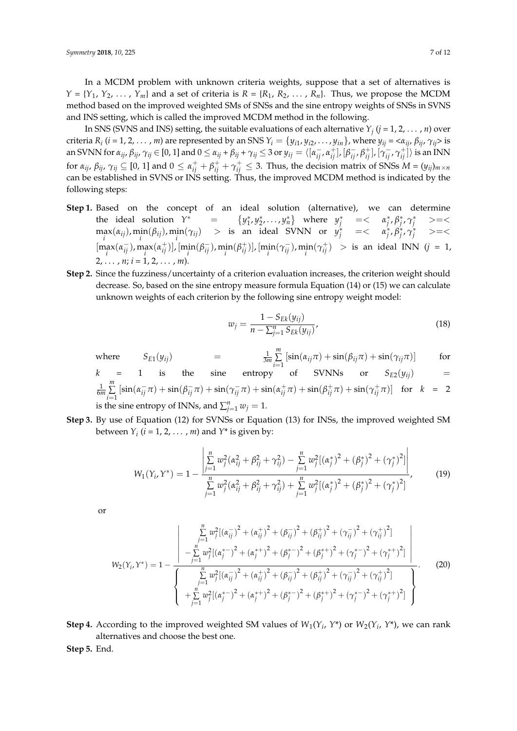In a MCDM problem with unknown criteria weights, suppose that a set of alternatives is $Y = \{Y_1, Y_2, \ldots, Y_m\}$ and a set of criteria is $R = \{R_1, R_2, \ldots, R_n\}$. Thus, we propose the MCDM method based on the improved weighted SMs of SNSs and the sine entropy weights of SNSs in SVNS and INS setting, which is called the improved MCDM method in the following.

In SNS (SVNS and INS) setting, the suitable evaluations of each alternative $Y_j$ ($j = 1, 2, \ldots, n$) over criteria $R_i$ ($i = 1, 2, \ldots, m$) are represented by an SNS $Y_i = \{y_{i1}, y_{i2}, \ldots, y_{in}\}$, where $y_{ij} = <\alpha_{ij}, \beta_{ij}, \gamma_{ij}>$ is an SVNN for $\alpha_{ij}, \beta_{ij}, \gamma_{ij} \in [0, 1]$ and $0 \le \alpha_{ij} + \beta_{ij} + \gamma_{ij} \le 3$ or $y_{ij} = \langle [\alpha_{ij}^-, \alpha_{ij}^+], [\beta_{ij}^-, \beta_{ij}^+], [\gamma_{ij}^-, \gamma_{ij}^+] \rangle$ is an INN for $\alpha_{ij}, \beta_{ij}, \gamma_{ij} \subseteq [0, 1]$ and $0 \le \alpha_{ij}^+ + \beta_{ij}^+ + \gamma_{ij}^+ \le 3$. Thus, the decision matrix of SNSs $M = (y_{ij})_{m \times n}$ can be established in SVNS or INS setting. Thus, the improved MCDM method is indicated by the following steps:

**Step 1.** Based on the concept of an ideal solution (alternative), we can determine the ideal solution $Y^* = \{y_1^*, y_2^*, \ldots, y_n^*\}$ where $y_j^* = < \alpha_j^*, \beta_j^*, \gamma_j^* > = < \max_i(\alpha_{ij}), \min_i(\beta_{ij}), \min_i(\gamma_{ij}) >$ is an ideal SVNN or $y_j^* = < \alpha_j^*, \beta_j^*, \gamma_j^* > = < [\max_i(\alpha_{ij}^-), \max_i(\alpha_{ij}^+)], [\min_i(\beta_{ij}^-), \min_i(\beta_{ij}^+)], [\min_i(\gamma_{ij}^-), \min_i(\gamma_{ij}^+) >$ is an ideal INN ($j = 1, 2, \ldots, n$; $i = 1, 2, \ldots, m$).

**Step 2.** Since the fuzziness/uncertainty of a criterion evaluation increases, the criterion weight should decrease. So, based on the sine entropy measure formula Equation (14) or (15) we can calculate unknown weights of each criterion by the following sine entropy weight model:

$$w_j = \frac{1 - S_{Ek}(y_{ij})}{n - \sum_{j=1}^{n} S_{Ek}(y_{ij})}, \tag{18}$$

where $S_{E1}(y_{ij}) = \frac{1}{3m}\sum_{i=1}^{m}[\sin(\alpha_{ij}\pi) + \sin(\beta_{ij}\pi) + \sin(\gamma_{ij}\pi)]$ for $k = 1$ is the sine entropy of SVNNs or $S_{E2}(y_{ij}) = \frac{1}{6m}\sum_{i=1}^{m}[\sin(\alpha_{ij}^-\pi) + \sin(\beta_{ij}^-\pi) + \sin(\gamma_{ij}^-\pi) + \sin(\alpha_{ij}^+\pi) + \sin(\beta_{ij}^+\pi) + \sin(\gamma_{ij}^+\pi)]$ for $k = 2$ is the sine entropy of INNs, and $\sum_{j=1}^{n} w_j = 1$.

**Step 3.** By use of Equation (12) for SVNSs or Equation (13) for INSs, the improved weighted SM between $Y_i$ ($i = 1, 2, \ldots, m$) and $Y^*$ is given by:

$$W_1(Y_i, Y^*) = 1 - \frac{\left| \sum_{j=1}^{n} w_j^2(\alpha_{ij}^2 + \beta_{ij}^2 + \gamma_{ij}^2) - \sum_{j=1}^{n} w_j^2[(\alpha_j^*)^2 + (\beta_j^*)^2 + (\gamma_j^*)^2] \right|}{\sum_{j=1}^{n} w_j^2(\alpha_{ij}^2 + \beta_{ij}^2 + \gamma_{ij}^2) + \sum_{j=1}^{n} w_j^2[(\alpha_j^*)^2 + (\beta_j^*)^2 + (\gamma_j^*)^2]}, \tag{19}$$

or

$$W_2(Y_i, Y^*) = 1 - \frac{\left| \begin{array}{c} \sum_{j=1}^{n} w_j^2[(\alpha_{ij}^-)^2 + (\alpha_{ij}^+)^2 + (\beta_{ij}^-)^2 + (\beta_{ij}^+)^2 + (\gamma_{ij}^-)^2 + (\gamma_{ij}^+)^2] \\ - \sum_{j=1}^{n} w_j^2[(\alpha_j^{*-})^2 + (\alpha_j^{*+})^2 + (\beta_j^{*-})^2 + (\beta_j^{*+})^2 + (\gamma_j^{*-})^2 + (\gamma_j^{*+})^2] \end{array} \right|}{\left\{ \begin{array}{c} \sum_{j=1}^{n} w_j^2[(\alpha_{ij}^-)^2 + (\alpha_{ij}^+)^2 + (\beta_{ij}^-)^2 + (\beta_{ij}^+)^2 + (\gamma_{ij}^-)^2 + (\gamma_{ij}^+)^2] \\ + \sum_{j=1}^{n} w_j^2[(\alpha_j^{*-})^2 + (\alpha_j^{*+})^2 + (\beta_j^{*-})^2 + (\beta_j^{*+})^2 + (\gamma_j^{*-})^2 + (\gamma_j^{*+})^2] \end{array} \right\}}. \tag{20}$$

**Step 4.** According to the improved weighted SM values of $W_1(Y_i, Y^*)$ or $W_2(Y_i, Y^*)$, we can rank alternatives and choose the best one.

**Step 5.** End.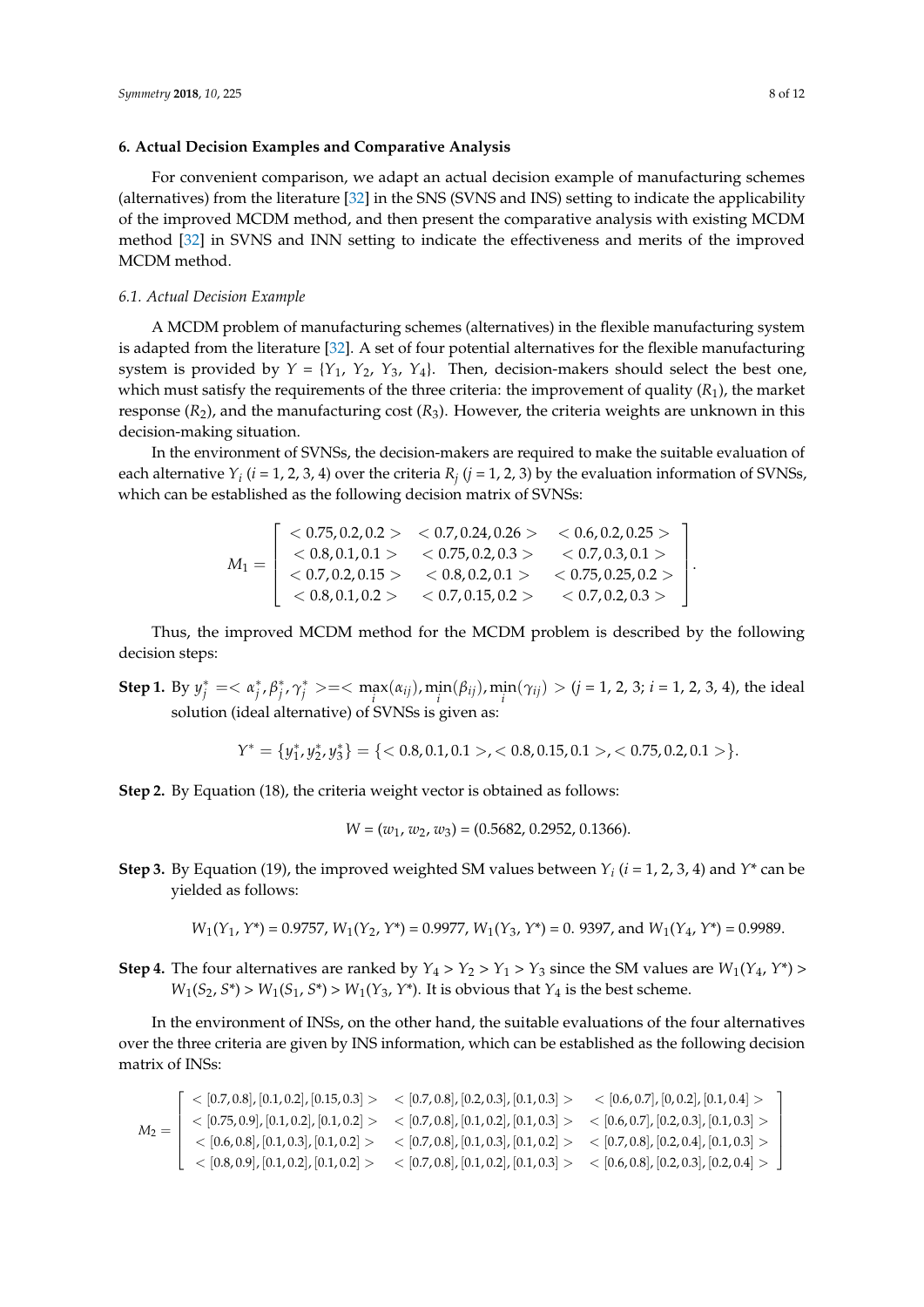## 6. Actual Decision Examples and Comparative Analysis

For convenient comparison, we adapt an actual decision example of manufacturing schemes (alternatives) from the literature [32] in the SNS (SVNS and INS) setting to indicate the applicability of the improved MCDM method, and then present the comparative analysis with existing MCDM method [32] in SVNS and INN setting to indicate the effectiveness and merits of the improved MCDM method.

### 6.1. Actual Decision Example

A MCDM problem of manufacturing schemes (alternatives) in the flexible manufacturing system is adapted from the literature [32]. A set of four potential alternatives for the flexible manufacturing system is provided by $Y = \{Y_1, Y_2, Y_3, Y_4\}$. Then, decision-makers should select the best one, which must satisfy the requirements of the three criteria: the improvement of quality ($R_1$), the market response ($R_2$), and the manufacturing cost ($R_3$). However, the criteria weights are unknown in this decision-making situation.

In the environment of SVNSs, the decision-makers are required to make the suitable evaluation of each alternative $Y_i$ ($i$ = 1, 2, 3, 4) over the criteria $R_j$ ($j$ = 1, 2, 3) by the evaluation information of SVNSs, which can be established as the following decision matrix of SVNSs:

$$M_1 = \begin{bmatrix} <0.75, 0.2, 0.2> & <0.7, 0.24, 0.26> & <0.6, 0.2, 0.25> \\ <0.8, 0.1, 0.1> & <0.75, 0.2, 0.3> & <0.7, 0.3, 0.1> \\ <0.7, 0.2, 0.15> & <0.8, 0.2, 0.1> & <0.75, 0.25, 0.2> \\ <0.8, 0.1, 0.2> & <0.7, 0.15, 0.2> & <0.7, 0.2, 0.3> \end{bmatrix}.$$

Thus, the improved MCDM method for the MCDM problem is described by the following decision steps:

**Step 1.** By $y_j^* = <\alpha_j^*, \beta_j^*, \gamma_j^*> = <\max_i(\alpha_{ij}), \min_i(\beta_{ij}), \min_i(\gamma_{ij})>$ ($j$ = 1, 2, 3; $i$ = 1, 2, 3, 4), the ideal solution (ideal alternative) of SVNSs is given as:

$$Y^* = \{y_1^*, y_2^*, y_3^*\} = \{<0.8, 0.1, 0.1>, <0.8, 0.15, 0.1>, <0.75, 0.2, 0.1>\}.$$

**Step 2.** By Equation (18), the criteria weight vector is obtained as follows:

$$W = (w_1, w_2, w_3) = (0.5682, 0.2952, 0.1366).$$

**Step 3.** By Equation (19), the improved weighted SM values between $Y_i$ ($i$ = 1, 2, 3, 4) and $Y^*$ can be yielded as follows:

$$W_1(Y_1, Y^*) = 0.9757,\ W_1(Y_2, Y^*) = 0.9977,\ W_1(Y_3, Y^*) = 0.\ 9397, \text{ and } W_1(Y_4, Y^*) = 0.9989.$$

**Step 4.** The four alternatives are ranked by $Y_4 > Y_2 > Y_1 > Y_3$ since the SM values are $W_1(Y_4, Y^*) > W_1(S_2, S^*) > W_1(S_1, S^*) > W_1(Y_3, Y^*)$. It is obvious that $Y_4$ is the best scheme.

In the environment of INSs, on the other hand, the suitable evaluations of the four alternatives over the three criteria are given by INS information, which can be established as the following decision matrix of INSs:

$$M_2 = \begin{bmatrix} <[0.7, 0.8], [0.1, 0.2], [0.15, 0.3]> & <[0.7, 0.8], [0.2, 0.3], [0.1, 0.3]> & <[0.6, 0.7], [0, 0.2], [0.1, 0.4]> \\ <[0.75, 0.9], [0.1, 0.2], [0.1, 0.2]> & <[0.7, 0.8], [0.1, 0.2], [0.1, 0.3]> & <[0.6, 0.7], [0.2, 0.3], [0.1, 0.3]> \\ <[0.6, 0.8], [0.1, 0.3], [0.1, 0.2]> & <[0.7, 0.8], [0.1, 0.3], [0.1, 0.2]> & <[0.7, 0.8], [0.2, 0.4], [0.1, 0.3]> \\ <[0.8, 0.9], [0.1, 0.2], [0.1, 0.2]> & <[0.7, 0.8], [0.1, 0.2], [0.1, 0.3]> & <[0.6, 0.8], [0.2, 0.3], [0.2, 0.4]> \end{bmatrix}$$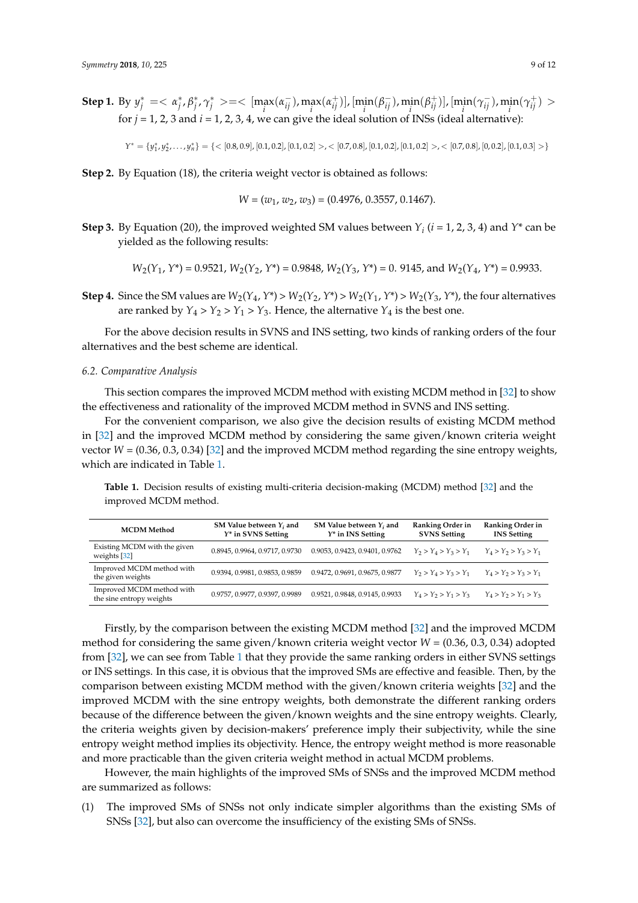**Step 1.** By $y_j^* = < \alpha_j^*, \beta_j^*, \gamma_j^* > = < [\max_i(\alpha_{ij}^-), \max_i(\alpha_{ij}^+)], [\min_i(\beta_{ij}^-), \min_i(\beta_{ij}^+)], [\min_i(\gamma_{ij}^-), \min_i(\gamma_{ij}^+) >$ for $j$ = 1, 2, 3 and $i$ = 1, 2, 3, 4, we can give the ideal solution of INSs (ideal alternative):

$$Y^* = \{y_1^*, y_2^*, \ldots, y_n^*\} = \{< [0.8, 0.9], [0.1, 0.2], [0.1, 0.2] >, < [0.7, 0.8], [0.1, 0.2], [0.1, 0.2] >, < [0.7, 0.8], [0, 0.2], [0.1, 0.3] >\}$$

**Step 2.** By Equation (18), the criteria weight vector is obtained as follows:

$$W = (w_1, w_2, w_3) = (0.4976, 0.3557, 0.1467).$$

**Step 3.** By Equation (20), the improved weighted SM values between $Y_i$ ($i$ = 1, 2, 3, 4) and $Y^*$ can be yielded as the following results:

$$W_2(Y_1, Y^*) = 0.9521,\ W_2(Y_2, Y^*) = 0.9848,\ W_2(Y_3, Y^*) = 0.\ 9145, \text{ and } W_2(Y_4, Y^*) = 0.9933.$$

**Step 4.** Since the SM values are $W_2(Y_4, Y^*) > W_2(Y_2, Y^*) > W_2(Y_1, Y^*) > W_2(Y_3, Y^*)$, the four alternatives are ranked by $Y_4 > Y_2 > Y_1 > Y_3$. Hence, the alternative $Y_4$ is the best one.

For the above decision results in SVNS and INS setting, two kinds of ranking orders of the four alternatives and the best scheme are identical.

### 6.2. Comparative Analysis

This section compares the improved MCDM method with existing MCDM method in [32] to show the effectiveness and rationality of the improved MCDM method in SVNS and INS setting.

For the convenient comparison, we also give the decision results of existing MCDM method in [32] and the improved MCDM method by considering the same given/known criteria weight vector $W$ = (0.36, 0.3, 0.34) [32] and the improved MCDM method regarding the sine entropy weights, which are indicated in Table 1.

**Table 1.** Decision results of existing multi-criteria decision-making (MCDM) method [32] and the improved MCDM method.

| MCDM Method | SM Value between $Y_i$ and $Y^*$ in SVNS Setting | SM Value between $Y_i$ and $Y^*$ in INS Setting | Ranking Order in SVNS Setting | Ranking Order in INS Setting |
|---|---|---|---|---|
| Existing MCDM with the given weights [32] | 0.8945, 0.9964, 0.9717, 0.9730 | 0.9053, 0.9423, 0.9401, 0.9762 | $Y_2 > Y_4 > Y_3 > Y_1$ | $Y_4 > Y_2 > Y_3 > Y_1$ |
| Improved MCDM method with the given weights | 0.9394, 0.9981, 0.9853, 0.9859 | 0.9472, 0.9691, 0.9675, 0.9877 | $Y_2 > Y_4 > Y_3 > Y_1$ | $Y_4 > Y_2 > Y_3 > Y_1$ |
| Improved MCDM method with the sine entropy weights | 0.9757, 0.9977, 0.9397, 0.9989 | 0.9521, 0.9848, 0.9145, 0.9933 | $Y_4 > Y_2 > Y_1 > Y_3$ | $Y_4 > Y_2 > Y_1 > Y_3$ |

Firstly, by the comparison between the existing MCDM method [32] and the improved MCDM method for considering the same given/known criteria weight vector $W$ = (0.36, 0.3, 0.34) adopted from [32], we can see from Table 1 that they provide the same ranking orders in either SVNS settings or INS settings. In this case, it is obvious that the improved SMs are effective and feasible. Then, by the comparison between existing MCDM method with the given/known criteria weights [32] and the improved MCDM with the sine entropy weights, both demonstrate the different ranking orders because of the difference between the given/known weights and the sine entropy weights. Clearly, the criteria weights given by decision-makers' preference imply their subjectivity, while the sine entropy weight method implies its objectivity. Hence, the entropy weight method is more reasonable and more practicable than the given criteria weight method in actual MCDM problems.

However, the main highlights of the improved SMs of SNSs and the improved MCDM method are summarized as follows:

(1) The improved SMs of SNSs not only indicate simpler algorithms than the existing SMs of SNSs [32], but also can overcome the insufficiency of the existing SMs of SNSs.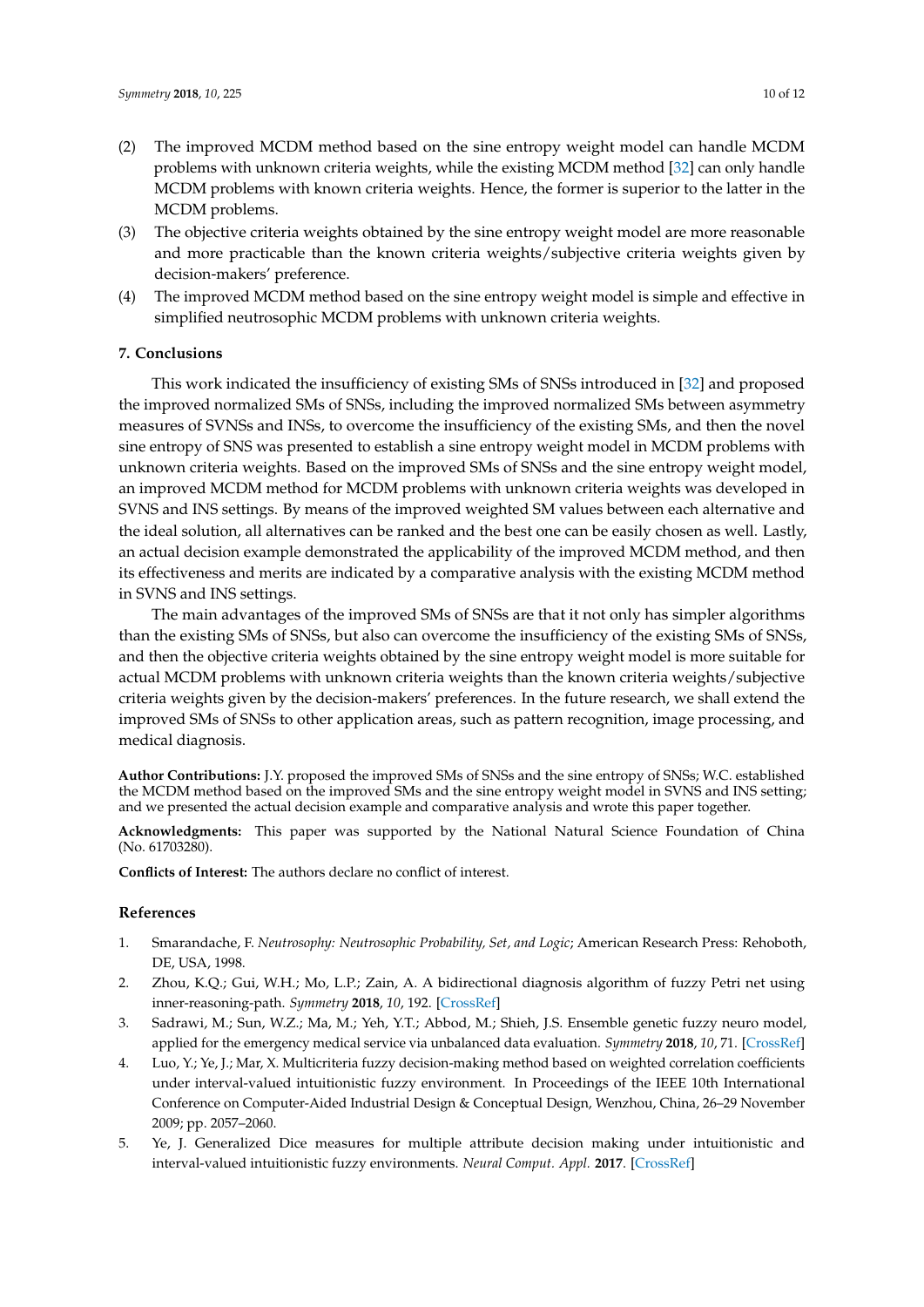(2) The improved MCDM method based on the sine entropy weight model can handle MCDM problems with unknown criteria weights, while the existing MCDM method [32] can only handle MCDM problems with known criteria weights. Hence, the former is superior to the latter in the MCDM problems.

(3) The objective criteria weights obtained by the sine entropy weight model are more reasonable and more practicable than the known criteria weights/subjective criteria weights given by decision-makers' preference.

(4) The improved MCDM method based on the sine entropy weight model is simple and effective in simplified neutrosophic MCDM problems with unknown criteria weights.

## 7. Conclusions

This work indicated the insufficiency of existing SMs of SNSs introduced in [32] and proposed the improved normalized SMs of SNSs, including the improved normalized SMs between asymmetry measures of SVNSs and INSs, to overcome the insufficiency of the existing SMs, and then the novel sine entropy of SNS was presented to establish a sine entropy weight model in MCDM problems with unknown criteria weights. Based on the improved SMs of SNSs and the sine entropy weight model, an improved MCDM method for MCDM problems with unknown criteria weights was developed in SVNS and INS settings. By means of the improved weighted SM values between each alternative and the ideal solution, all alternatives can be ranked and the best one can be easily chosen as well. Lastly, an actual decision example demonstrated the applicability of the improved MCDM method, and then its effectiveness and merits are indicated by a comparative analysis with the existing MCDM method in SVNS and INS settings.

The main advantages of the improved SMs of SNSs are that it not only has simpler algorithms than the existing SMs of SNSs, but also can overcome the insufficiency of the existing SMs of SNSs, and then the objective criteria weights obtained by the sine entropy weight model is more suitable for actual MCDM problems with unknown criteria weights than the known criteria weights/subjective criteria weights given by the decision-makers' preferences. In the future research, we shall extend the improved SMs of SNSs to other application areas, such as pattern recognition, image processing, and medical diagnosis.

**Author Contributions:** J.Y. proposed the improved SMs of SNSs and the sine entropy of SNSs; W.C. established the MCDM method based on the improved SMs and the sine entropy weight model in SVNS and INS setting; and we presented the actual decision example and comparative analysis and wrote this paper together.

**Acknowledgments:** This paper was supported by the National Natural Science Foundation of China (No. 61703280).

**Conflicts of Interest:** The authors declare no conflict of interest.

## References

1. Smarandache, F. *Neutrosophy: Neutrosophic Probability, Set, and Logic*; American Research Press: Rehoboth, DE, USA, 1998.
2. Zhou, K.Q.; Gui, W.H.; Mo, L.P.; Zain, A. A bidirectional diagnosis algorithm of fuzzy Petri net using inner-reasoning-path. *Symmetry* **2018**, *10*, 192. [CrossRef]
3. Sadrawi, M.; Sun, W.Z.; Ma, M.; Yeh, Y.T.; Abbod, M.; Shieh, J.S. Ensemble genetic fuzzy neuro model, applied for the emergency medical service via unbalanced data evaluation. *Symmetry* **2018**, *10*, 71. [CrossRef]
4. Luo, Y.; Ye, J.; Mar, X. Multicriteria fuzzy decision-making method based on weighted correlation coefficients under interval-valued intuitionistic fuzzy environment. In Proceedings of the IEEE 10th International Conference on Computer-Aided Industrial Design & Conceptual Design, Wenzhou, China, 26–29 November 2009; pp. 2057–2060.
5. Ye, J. Generalized Dice measures for multiple attribute decision making under intuitionistic and interval-valued intuitionistic fuzzy environments. *Neural Comput. Appl.* **2017**. [CrossRef]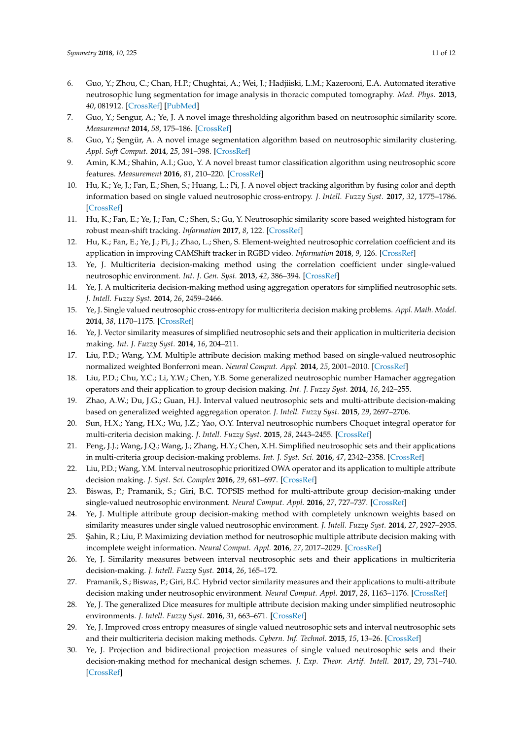6. Guo, Y.; Zhou, C.; Chan, H.P.; Chughtai, A.; Wei, J.; Hadjiiski, L.M.; Kazerooni, E.A. Automated iterative neutrosophic lung segmentation for image analysis in thoracic computed tomography. *Med. Phys.* **2013**, *40*, 081912. [CrossRef] [PubMed]
7. Guo, Y.; Sengur, A.; Ye, J. A novel image thresholding algorithm based on neutrosophic similarity score. *Measurement* **2014**, *58*, 175–186. [CrossRef]
8. Guo, Y.; Şengür, A. A novel image segmentation algorithm based on neutrosophic similarity clustering. *Appl. Soft Comput.* **2014**, *25*, 391–398. [CrossRef]
9. Amin, K.M.; Shahin, A.I.; Guo, Y. A novel breast tumor classification algorithm using neutrosophic score features. *Measurement* **2016**, *81*, 210–220. [CrossRef]
10. Hu, K.; Ye, J.; Fan, E.; Shen, S.; Huang, L.; Pi, J. A novel object tracking algorithm by fusing color and depth information based on single valued neutrosophic cross-entropy. *J. Intell. Fuzzy Syst.* **2017**, *32*, 1775–1786. [CrossRef]
11. Hu, K.; Fan, E.; Ye, J.; Fan, C.; Shen, S.; Gu, Y. Neutrosophic similarity score based weighted histogram for robust mean-shift tracking. *Information* **2017**, *8*, 122. [CrossRef]
12. Hu, K.; Fan, E.; Ye, J.; Pi, J.; Zhao, L.; Shen, S. Element-weighted neutrosophic correlation coefficient and its application in improving CAMShift tracker in RGBD video. *Information* **2018**, *9*, 126. [CrossRef]
13. Ye, J. Multicriteria decision-making method using the correlation coefficient under single-valued neutrosophic environment. *Int. J. Gen. Syst.* **2013**, *42*, 386–394. [CrossRef]
14. Ye, J. A multicriteria decision-making method using aggregation operators for simplified neutrosophic sets. *J. Intell. Fuzzy Syst.* **2014**, *26*, 2459–2466.
15. Ye, J. Single valued neutrosophic cross-entropy for multicriteria decision making problems. *Appl. Math. Model.* **2014**, *38*, 1170–1175. [CrossRef]
16. Ye, J. Vector similarity measures of simplified neutrosophic sets and their application in multicriteria decision making. *Int. J. Fuzzy Syst.* **2014**, *16*, 204–211.
17. Liu, P.D.; Wang, Y.M. Multiple attribute decision making method based on single-valued neutrosophic normalized weighted Bonferroni mean. *Neural Comput. Appl.* **2014**, *25*, 2001–2010. [CrossRef]
18. Liu, P.D.; Chu, Y.C.; Li, Y.W.; Chen, Y.B. Some generalized neutrosophic number Hamacher aggregation operators and their application to group decision making. *Int. J. Fuzzy Syst.* **2014**, *16*, 242–255.
19. Zhao, A.W.; Du, J.G.; Guan, H.J. Interval valued neutrosophic sets and multi-attribute decision-making based on generalized weighted aggregation operator. *J. Intell. Fuzzy Syst.* **2015**, *29*, 2697–2706.
20. Sun, H.X.; Yang, H.X.; Wu, J.Z.; Yao, O.Y. Interval neutrosophic numbers Choquet integral operator for multi-criteria decision making. *J. Intell. Fuzzy Syst.* **2015**, *28*, 2443–2455. [CrossRef]
21. Peng, J.J.; Wang, J.Q.; Wang, J.; Zhang, H.Y.; Chen, X.H. Simplified neutrosophic sets and their applications in multi-criteria group decision-making problems. *Int. J. Syst. Sci.* **2016**, *47*, 2342–2358. [CrossRef]
22. Liu, P.D.; Wang, Y.M. Interval neutrosophic prioritized OWA operator and its application to multiple attribute decision making. *J. Syst. Sci. Complex* **2016**, *29*, 681–697. [CrossRef]
23. Biswas, P.; Pramanik, S.; Giri, B.C. TOPSIS method for multi-attribute group decision-making under single-valued neutrosophic environment. *Neural Comput. Appl.* **2016**, *27*, 727–737. [CrossRef]
24. Ye, J. Multiple attribute group decision-making method with completely unknown weights based on similarity measures under single valued neutrosophic environment. *J. Intell. Fuzzy Syst.* **2014**, *27*, 2927–2935.
25. Şahin, R.; Liu, P. Maximizing deviation method for neutrosophic multiple attribute decision making with incomplete weight information. *Neural Comput. Appl.* **2016**, *27*, 2017–2029. [CrossRef]
26. Ye, J. Similarity measures between interval neutrosophic sets and their applications in multicriteria decision-making. *J. Intell. Fuzzy Syst.* **2014**, *26*, 165–172.
27. Pramanik, S.; Biswas, P.; Giri, B.C. Hybrid vector similarity measures and their applications to multi-attribute decision making under neutrosophic environment. *Neural Comput. Appl.* **2017**, *28*, 1163–1176. [CrossRef]
28. Ye, J. The generalized Dice measures for multiple attribute decision making under simplified neutrosophic environments. *J. Intell. Fuzzy Syst.* **2016**, *31*, 663–671. [CrossRef]
29. Ye, J. Improved cross entropy measures of single valued neutrosophic sets and interval neutrosophic sets and their multicriteria decision making methods. *Cybern. Inf. Technol.* **2015**, *15*, 13–26. [CrossRef]
30. Ye, J. Projection and bidirectional projection measures of single valued neutrosophic sets and their decision-making method for mechanical design schemes. *J. Exp. Theor. Artif. Intell.* **2017**, *29*, 731–740. [CrossRef]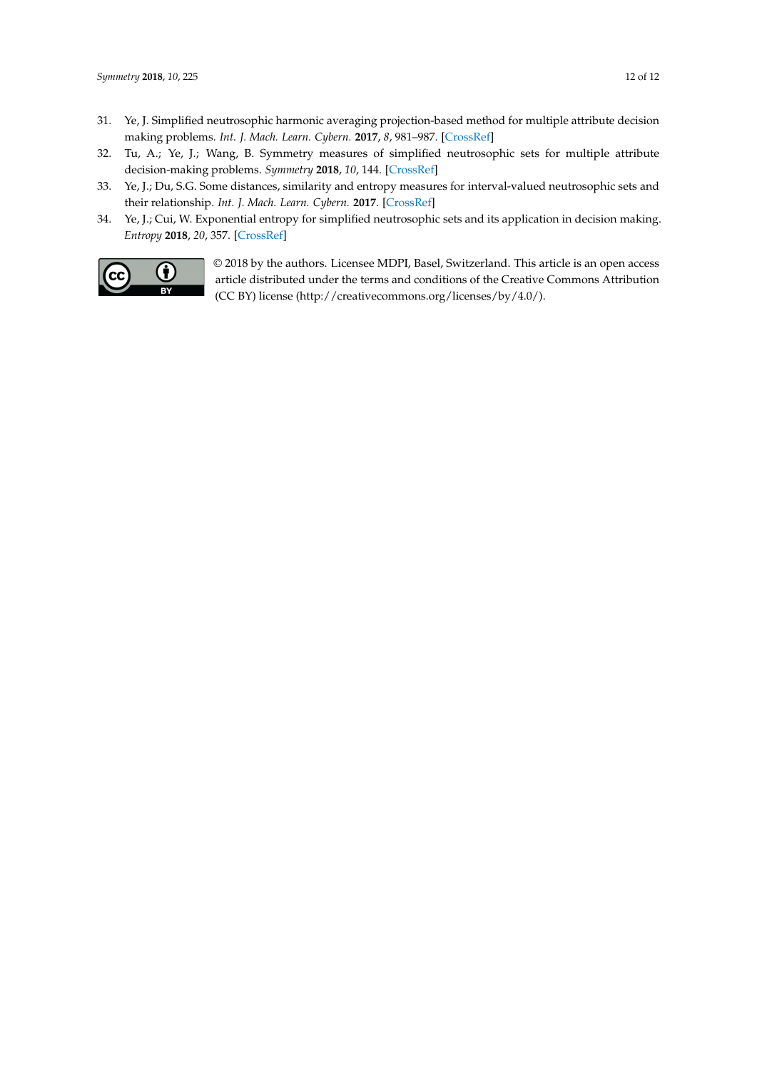31. Ye, J. Simplified neutrosophic harmonic averaging projection-based method for multiple attribute decision making problems. *Int. J. Mach. Learn. Cybern.* **2017**, *8*, 981–987. [CrossRef]
32. Tu, A.; Ye, J.; Wang, B. Symmetry measures of simplified neutrosophic sets for multiple attribute decision-making problems. *Symmetry* **2018**, *10*, 144. [CrossRef]
33. Ye, J.; Du, S.G. Some distances, similarity and entropy measures for interval-valued neutrosophic sets and their relationship. *Int. J. Mach. Learn. Cybern.* **2017**. [CrossRef]
34. Ye, J.; Cui, W. Exponential entropy for simplified neutrosophic sets and its application in decision making. *Entropy* **2018**, *20*, 357. [CrossRef]

© 2018 by the authors. Licensee MDPI, Basel, Switzerland. This article is an open access article distributed under the terms and conditions of the Creative Commons Attribution (CC BY) license (http://creativecommons.org/licenses/by/4.0/).